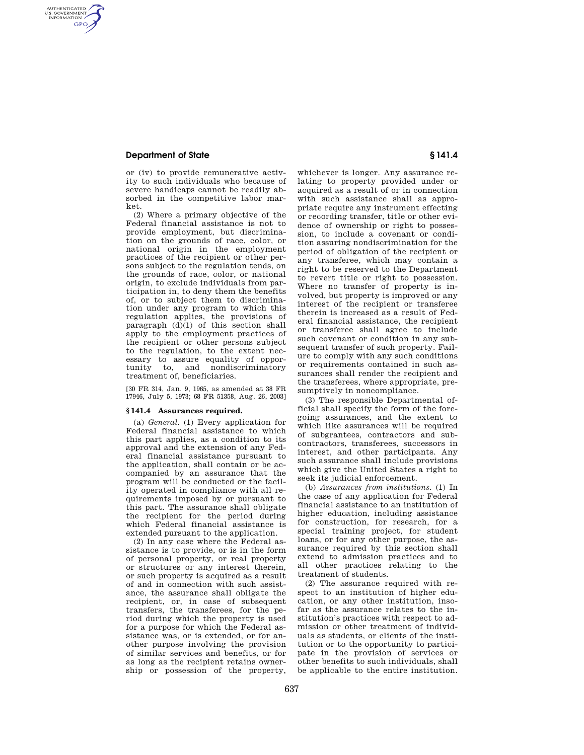or (iv) to provide remunerative activity to such individuals who because of severe handicaps cannot be readily absorbed in the competitive labor market.

(2) Where a primary objective of the Federal financial assistance is not to provide employment, but discrimination on the grounds of race, color, or national origin in the employment practices of the recipient or other persons subject to the regulation tends, on the grounds of race, color, or national origin, to exclude individuals from participation in, to deny them the benefits of, or to subject them to discrimination under any program to which this regulation applies, the provisions of paragraph (d)(1) of this section shall apply to the employment practices of the recipient or other persons subject to the regulation, to the extent necessary to assure equality of opportunity to, and nondiscriminatory treatment of, beneficiaries.

[30 FR 314, Jan. 9, 1965, as amended at 38 FR 17946, July 5, 1973; 68 FR 51358, Aug. 26, 2003]

### § 141.4 Assurances required.

(a) *General.* (1) Every application for Federal financial assistance to which this part applies, as a condition to its approval and the extension of any Federal financial assistance pursuant to the application, shall contain or be accompanied by an assurance that the program will be conducted or the facility operated in compliance with all requirements imposed by or pursuant to this part. The assurance shall obligate the recipient for the period during which Federal financial assistance is extended pursuant to the application.

(2) In any case where the Federal assistance is to provide, or is in the form of personal property, or real property or structures or any interest therein, or such property is acquired as a result of and in connection with such assistance, the assurance shall obligate the recipient, or, in case of subsequent transfers, the transferees, for the period during which the property is used for a purpose for which the Federal assistance was, or is extended, or for another purpose involving the provision of similar services and benefits, or for as long as the recipient retains ownership or possession of the property, whichever is longer. Any assurance relating to property provided under or acquired as a result of or in connection with such assistance shall as appropriate require any instrument effecting or recording transfer, title or other evidence of ownership or right to possession, to include a covenant or condition assuring nondiscrimination for the period of obligation of the recipient or any transferee, which may contain a right to be reserved to the Department to revert title or right to possession. Where no transfer of property is involved, but property is improved or any interest of the recipient or transferee therein is increased as a result of Federal financial assistance, the recipient or transferee shall agree to include such covenant or condition in any subsequent transfer of such property. Failure to comply with any such conditions or requirements contained in such assurances shall render the recipient and the transferees, where appropriate, presumptively in noncompliance.

(3) The responsible Departmental official shall specify the form of the foregoing assurances, and the extent to which like assurances will be required of subgrantees, contractors and subcontractors, transferees, successors in interest, and other participants. Any such assurance shall include provisions which give the United States a right to seek its judicial enforcement.

(b) *Assurances from institutions.* (1) In the case of any application for Federal financial assistance to an institution of higher education, including assistance for construction, for research, for a special training project, for student loans, or for any other purpose, the assurance required by this section shall extend to admission practices and to all other practices relating to the treatment of students.

(2) The assurance required with respect to an institution of higher education, or any other institution, insofar as the assurance relates to the institution's practices with respect to admission or other treatment of individuals as students, or clients of the institution or to the opportunity to participate in the provision of services or other benefits to such individuals, shall be applicable to the entire institution.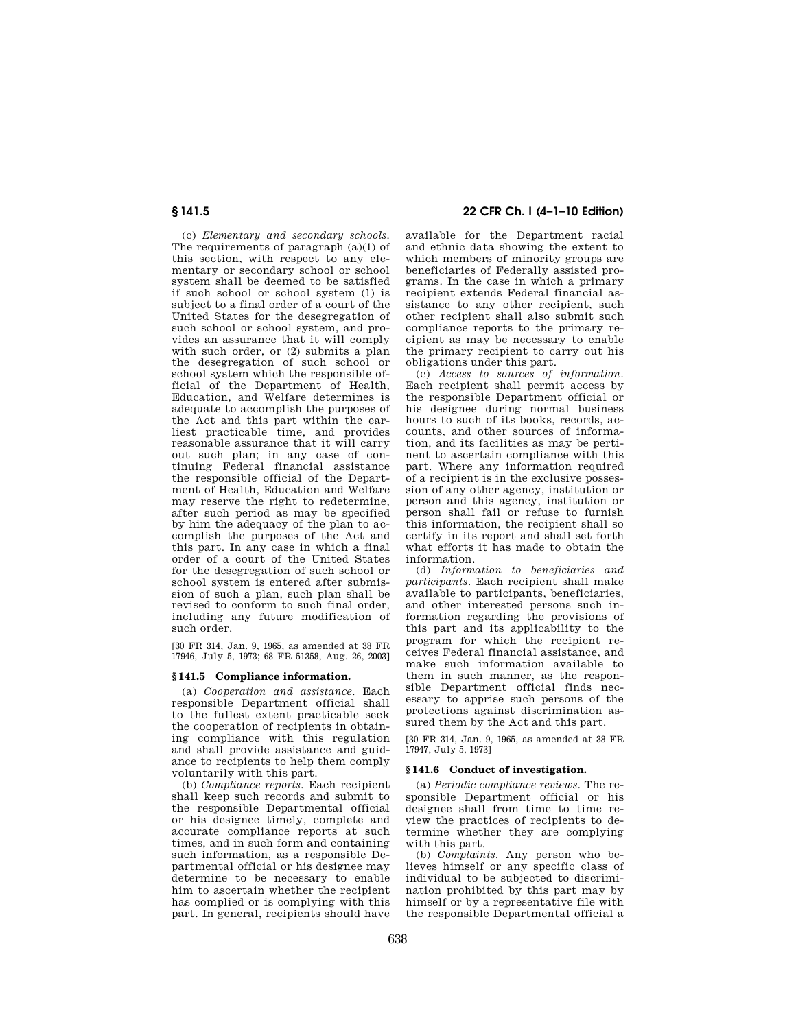(c) *Elementary and secondary schools.* The requirements of paragraph (a)(1) of this section, with respect to any elementary or secondary school or school system shall be deemed to be satisfied if such school or school system (1) is subject to a final order of a court of the United States for the desegregation of such school or school system, and provides an assurance that it will comply with such order, or (2) submits a plan the desegregation of such school or school system which the responsible official of the Department of Health, Education, and Welfare determines is adequate to accomplish the purposes of the Act and this part within the earliest practicable time, and provides reasonable assurance that it will carry out such plan; in any case of continuing Federal financial assistance the responsible official of the Department of Health, Education and Welfare may reserve the right to redetermine, after such period as may be specified by him the adequacy of the plan to accomplish the purposes of the Act and this part. In any case in which a final order of a court of the United States for the desegregation of such school or school system is entered after submission of such a plan, such plan shall be revised to conform to such final order, including any future modification of such order.

[30 FR 314, Jan. 9, 1965, as amended at 38 FR 17946, July 5, 1973; 68 FR 51358, Aug. 26, 2003]

### § 141.5 Compliance information.

(a) *Cooperation and assistance.* Each responsible Department official shall to the fullest extent practicable seek the cooperation of recipients in obtaining compliance with this regulation and shall provide assistance and guidance to recipients to help them comply voluntarily with this part.

(b) *Compliance reports.* Each recipient shall keep such records and submit to the responsible Departmental official or his designee timely, complete and accurate compliance reports at such times, and in such form and containing such information, as a responsible Departmental official or his designee may determine to be necessary to enable him to ascertain whether the recipient has complied or is complying with this part. In general, recipients should have available for the Department racial and ethnic data showing the extent to which members of minority groups are beneficiaries of Federally assisted programs. In the case in which a primary recipient extends Federal financial assistance to any other recipient, such other recipient shall also submit such compliance reports to the primary recipient as may be necessary to enable the primary recipient to carry out his obligations under this part.

(c) *Access to sources of information.* Each recipient shall permit access by the responsible Department official or his designee during normal business hours to such of its books, records, accounts, and other sources of information, and its facilities as may be pertinent to ascertain compliance with this part. Where any information required of a recipient is in the exclusive possession of any other agency, institution or person and this agency, institution or person shall fail or refuse to furnish this information, the recipient shall so certify in its report and shall set forth what efforts it has made to obtain the information.

(d) *Information to beneficiaries and participants.* Each recipient shall make available to participants, beneficiaries, and other interested persons such information regarding the provisions of this part and its applicability to the program for which the recipient receives Federal financial assistance, and make such information available to them in such manner, as the responsible Department official finds necessary to apprise such persons of the protections against discrimination assured them by the Act and this part.

[30 FR 314, Jan. 9, 1965, as amended at 38 FR 17947, July 5, 1973]

### § 141.6 Conduct of investigation.

(a) *Periodic compliance reviews.* The responsible Department official or his designee shall from time to time review the practices of recipients to determine whether they are complying with this part.

(b) *Complaints.* Any person who believes himself or any specific class of individual to be subjected to discrimination prohibited by this part may by himself or by a representative file with the responsible Departmental official a